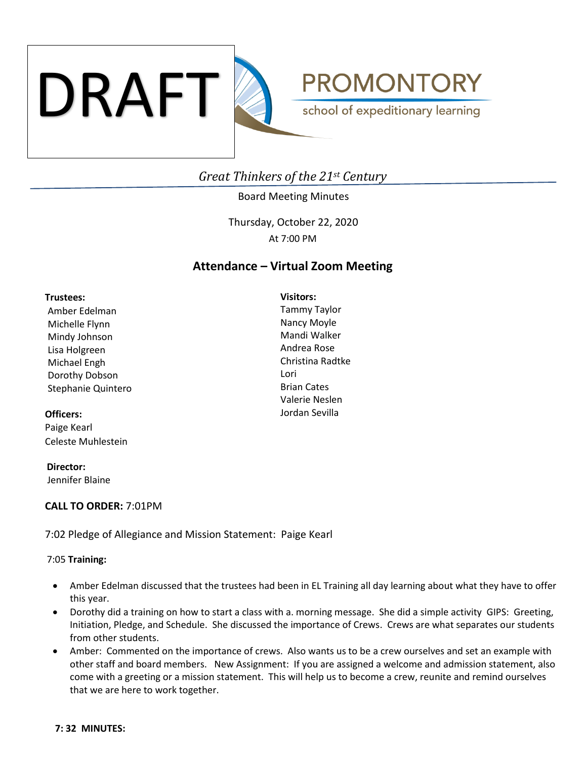DRAFT

PROMONTORY

school of expeditionary learning

*Great Thinkers of the 21st Century*

Board Meeting Minutes

Thursday, October 22, 2020

At 7:00 PM

## Attendance – Virtual Zoom Meeting

**Trustees:**
Amber Edelman
Michelle Flynn
Mindy Johnson
Lisa Holgreen
Michael Engh
Dorothy Dobson
Stephanie Quintero

**Officers:**
Paige Kearl
Celeste Muhlestein

**Director:**
Jennifer Blaine

**Visitors:**
Tammy Taylor
Nancy Moyle
Mandi Walker
Andrea Rose
Christina Radtke
Lori
Brian Cates
Valerie Neslen
Jordan Sevilla

**CALL TO ORDER:** 7:01PM

7:02 Pledge of Allegiance and Mission Statement: Paige Kearl

7:05 **Training:**

- Amber Edelman discussed that the trustees had been in EL Training all day learning about what they have to offer this year.
- Dorothy did a training on how to start a class with a. morning message. She did a simple activity GIPS: Greeting, Initiation, Pledge, and Schedule. She discussed the importance of Crews. Crews are what separates our students from other students.
- Amber: Commented on the importance of crews. Also wants us to be a crew ourselves and set an example with other staff and board members. New Assignment: If you are assigned a welcome and admission statement, also come with a greeting or a mission statement. This will help us to become a crew, reunite and remind ourselves that we are here to work together.

**7: 32 MINUTES:**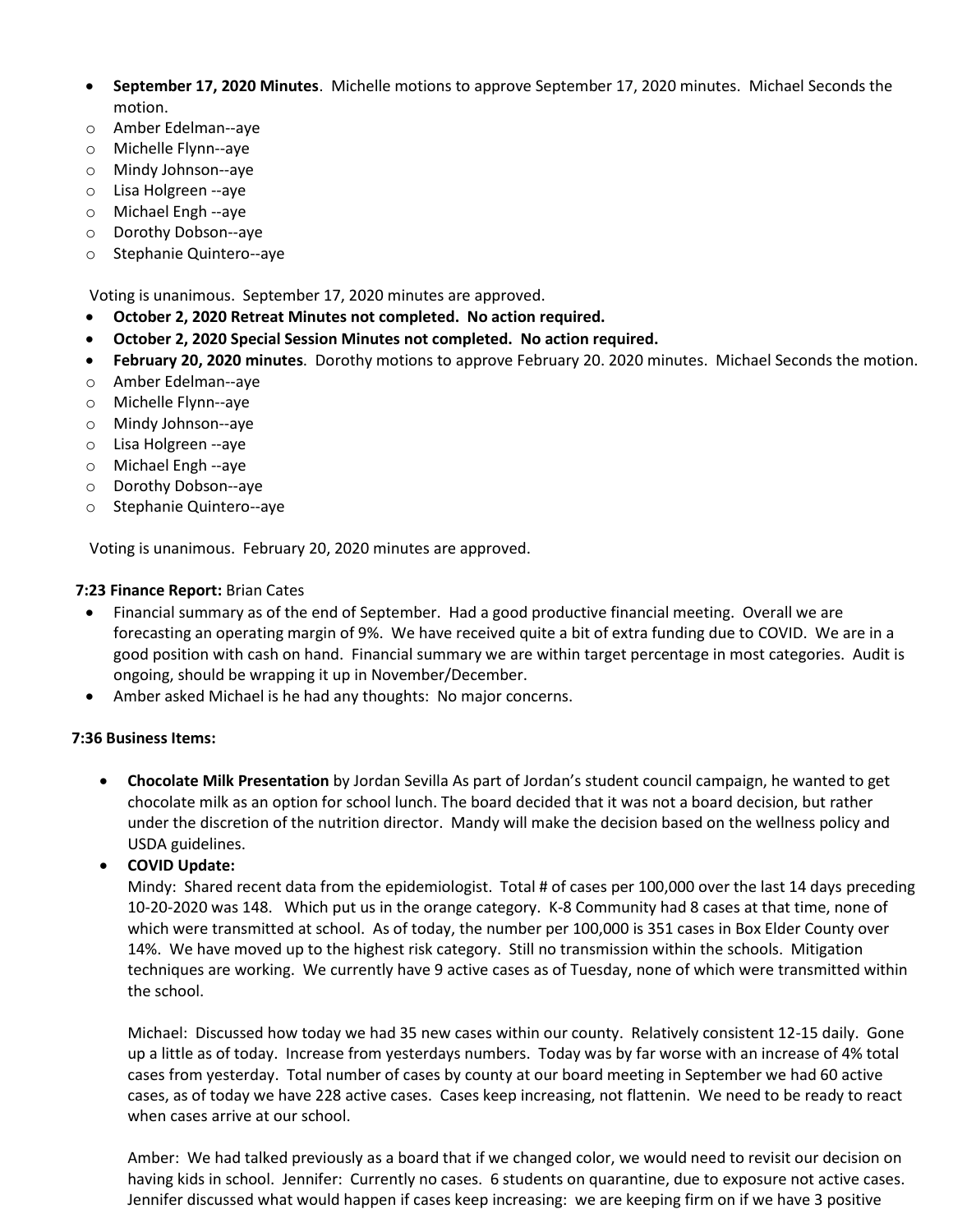- **September 17, 2020 Minutes**. Michelle motions to approve September 17, 2020 minutes. Michael Seconds the motion.
  - Amber Edelman--aye
  - Michelle Flynn--aye
  - Mindy Johnson--aye
  - Lisa Holgreen --aye
  - Michael Engh --aye
  - Dorothy Dobson--aye
  - Stephanie Quintero--aye

  Voting is unanimous. September 17, 2020 minutes are approved.
- **October 2, 2020 Retreat Minutes not completed. No action required.**
- **October 2, 2020 Special Session Minutes not completed. No action required.**
- **February 20, 2020 minutes**. Dorothy motions to approve February 20. 2020 minutes. Michael Seconds the motion.
  - Amber Edelman--aye
  - Michelle Flynn--aye
  - Mindy Johnson--aye
  - Lisa Holgreen --aye
  - Michael Engh --aye
  - Dorothy Dobson--aye
  - Stephanie Quintero--aye

  Voting is unanimous. February 20, 2020 minutes are approved.

**7:23 Finance Report:** Brian Cates

- Financial summary as of the end of September. Had a good productive financial meeting. Overall we are forecasting an operating margin of 9%. We have received quite a bit of extra funding due to COVID. We are in a good position with cash on hand. Financial summary we are within target percentage in most categories. Audit is ongoing, should be wrapping it up in November/December.
- Amber asked Michael is he had any thoughts: No major concerns.

**7:36 Business Items:**

- **Chocolate Milk Presentation** by Jordan Sevilla As part of Jordan's student council campaign, he wanted to get chocolate milk as an option for school lunch. The board decided that it was not a board decision, but rather under the discretion of the nutrition director. Mandy will make the decision based on the wellness policy and USDA guidelines.
- **COVID Update:**

  Mindy: Shared recent data from the epidemiologist. Total # of cases per 100,000 over the last 14 days preceding 10-20-2020 was 148. Which put us in the orange category. K-8 Community had 8 cases at that time, none of which were transmitted at school. As of today, the number per 100,000 is 351 cases in Box Elder County over 14%. We have moved up to the highest risk category. Still no transmission within the schools. Mitigation techniques are working. We currently have 9 active cases as of Tuesday, none of which were transmitted within the school.

  Michael: Discussed how today we had 35 new cases within our county. Relatively consistent 12-15 daily. Gone up a little as of today. Increase from yesterdays numbers. Today was by far worse with an increase of 4% total cases from yesterday. Total number of cases by county at our board meeting in September we had 60 active cases, as of today we have 228 active cases. Cases keep increasing, not flattenin. We need to be ready to react when cases arrive at our school.

  Amber: We had talked previously as a board that if we changed color, we would need to revisit our decision on having kids in school. Jennifer: Currently no cases. 6 students on quarantine, due to exposure not active cases. Jennifer discussed what would happen if cases keep increasing: we are keeping firm on if we have 3 positive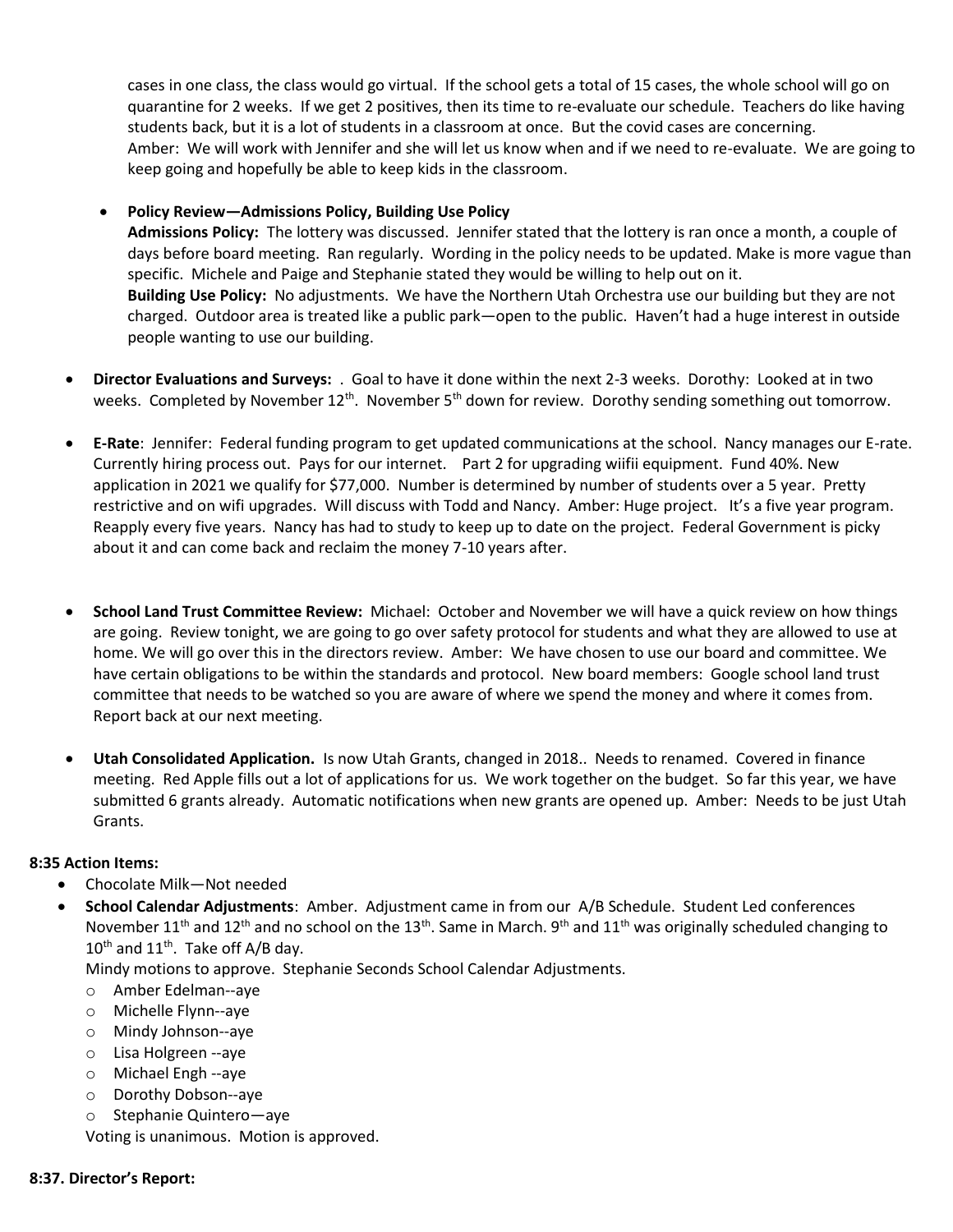cases in one class, the class would go virtual. If the school gets a total of 15 cases, the whole school will go on quarantine for 2 weeks. If we get 2 positives, then its time to re-evaluate our schedule. Teachers do like having students back, but it is a lot of students in a classroom at once. But the covid cases are concerning.
Amber: We will work with Jennifer and she will let us know when and if we need to re-evaluate. We are going to keep going and hopefully be able to keep kids in the classroom.

- **Policy Review—Admissions Policy, Building Use Policy**
  **Admissions Policy:** The lottery was discussed. Jennifer stated that the lottery is ran once a month, a couple of days before board meeting. Ran regularly. Wording in the policy needs to be updated. Make is more vague than specific. Michele and Paige and Stephanie stated they would be willing to help out on it.
  **Building Use Policy:** No adjustments. We have the Northern Utah Orchestra use our building but they are not charged. Outdoor area is treated like a public park—open to the public. Haven't had a huge interest in outside people wanting to use our building.

- **Director Evaluations and Surveys:** . Goal to have it done within the next 2-3 weeks. Dorothy: Looked at in two weeks. Completed by November 12th. November 5th down for review. Dorothy sending something out tomorrow.

- **E-Rate**: Jennifer: Federal funding program to get updated communications at the school. Nancy manages our E-rate. Currently hiring process out. Pays for our internet. Part 2 for upgrading wiifii equipment. Fund 40%. New application in 2021 we qualify for $77,000. Number is determined by number of students over a 5 year. Pretty restrictive and on wifi upgrades. Will discuss with Todd and Nancy. Amber: Huge project. It's a five year program. Reapply every five years. Nancy has had to study to keep up to date on the project. Federal Government is picky about it and can come back and reclaim the money 7-10 years after.

- **School Land Trust Committee Review:** Michael: October and November we will have a quick review on how things are going. Review tonight, we are going to go over safety protocol for students and what they are allowed to use at home. We will go over this in the directors review. Amber: We have chosen to use our board and committee. We have certain obligations to be within the standards and protocol. New board members: Google school land trust committee that needs to be watched so you are aware of where we spend the money and where it comes from. Report back at our next meeting.

- **Utah Consolidated Application.** Is now Utah Grants, changed in 2018.. Needs to renamed. Covered in finance meeting. Red Apple fills out a lot of applications for us. We work together on the budget. So far this year, we have submitted 6 grants already. Automatic notifications when new grants are opened up. Amber: Needs to be just Utah Grants.

**8:35 Action Items:**

- Chocolate Milk—Not needed
- **School Calendar Adjustments**: Amber. Adjustment came in from our A/B Schedule. Student Led conferences November 11th and 12th and no school on the 13th. Same in March. 9th and 11th was originally scheduled changing to 10th and 11th. Take off A/B day.
  Mindy motions to approve. Stephanie Seconds School Calendar Adjustments.
  - Amber Edelman--aye
  - Michelle Flynn--aye
  - Mindy Johnson--aye
  - Lisa Holgreen --aye
  - Michael Engh --aye
  - Dorothy Dobson--aye
  - Stephanie Quintero—aye

  Voting is unanimous. Motion is approved.

**8:37. Director's Report:**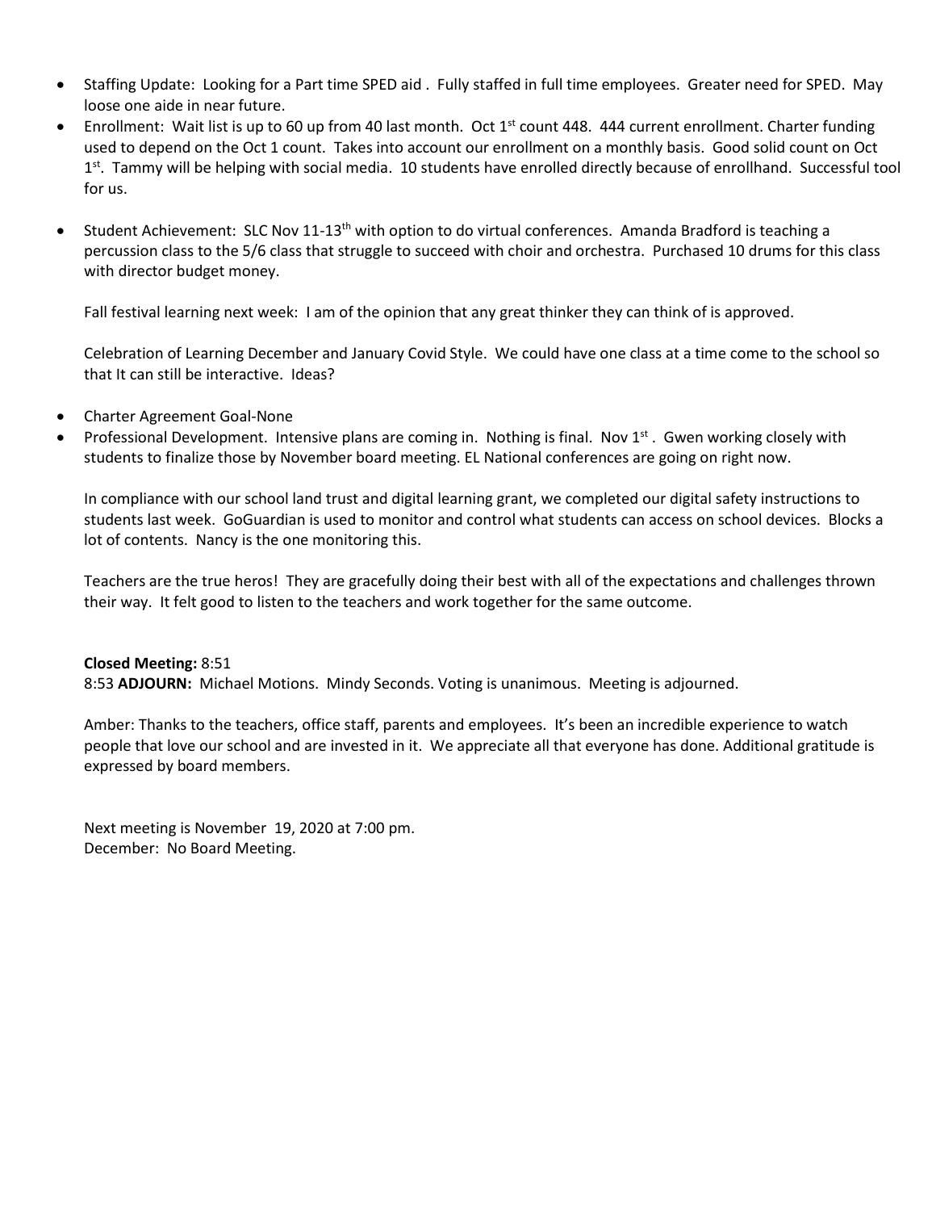- Staffing Update: Looking for a Part time SPED aid . Fully staffed in full time employees. Greater need for SPED. May loose one aide in near future.
- Enrollment: Wait list is up to 60 up from 40 last month. Oct 1st count 448. 444 current enrollment. Charter funding used to depend on the Oct 1 count. Takes into account our enrollment on a monthly basis. Good solid count on Oct 1st. Tammy will be helping with social media. 10 students have enrolled directly because of enrollhand. Successful tool for us.
- Student Achievement: SLC Nov 11-13th with option to do virtual conferences. Amanda Bradford is teaching a percussion class to the 5/6 class that struggle to succeed with choir and orchestra. Purchased 10 drums for this class with director budget money.

  Fall festival learning next week: I am of the opinion that any great thinker they can think of is approved.

  Celebration of Learning December and January Covid Style. We could have one class at a time come to the school so that It can still be interactive. Ideas?

- Charter Agreement Goal-None
- Professional Development. Intensive plans are coming in. Nothing is final. Nov 1st . Gwen working closely with students to finalize those by November board meeting. EL National conferences are going on right now.

  In compliance with our school land trust and digital learning grant, we completed our digital safety instructions to students last week. GoGuardian is used to monitor and control what students can access on school devices. Blocks a lot of contents. Nancy is the one monitoring this.

  Teachers are the true heros! They are gracefully doing their best with all of the expectations and challenges thrown their way. It felt good to listen to the teachers and work together for the same outcome.

**Closed Meeting:** 8:51
8:53 **ADJOURN:** Michael Motions. Mindy Seconds. Voting is unanimous. Meeting is adjourned.

Amber: Thanks to the teachers, office staff, parents and employees. It's been an incredible experience to watch people that love our school and are invested in it. We appreciate all that everyone has done. Additional gratitude is expressed by board members.

Next meeting is November 19, 2020 at 7:00 pm.
December: No Board Meeting.